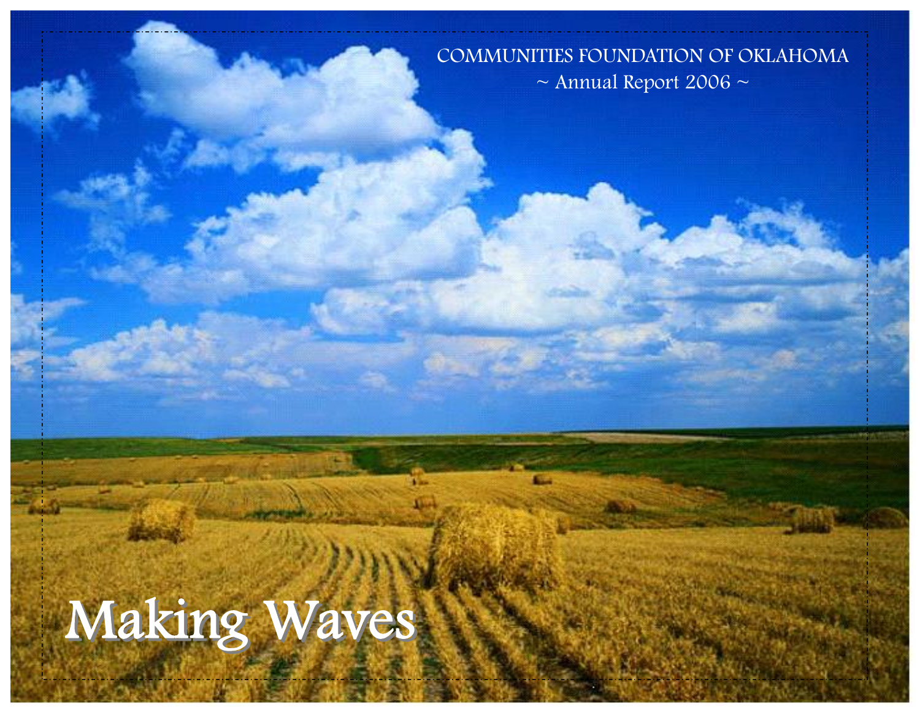COMMUNITIES FOUNDATION OF OKLAHOMA

~ Annual Report 2006 ~

# Making Waves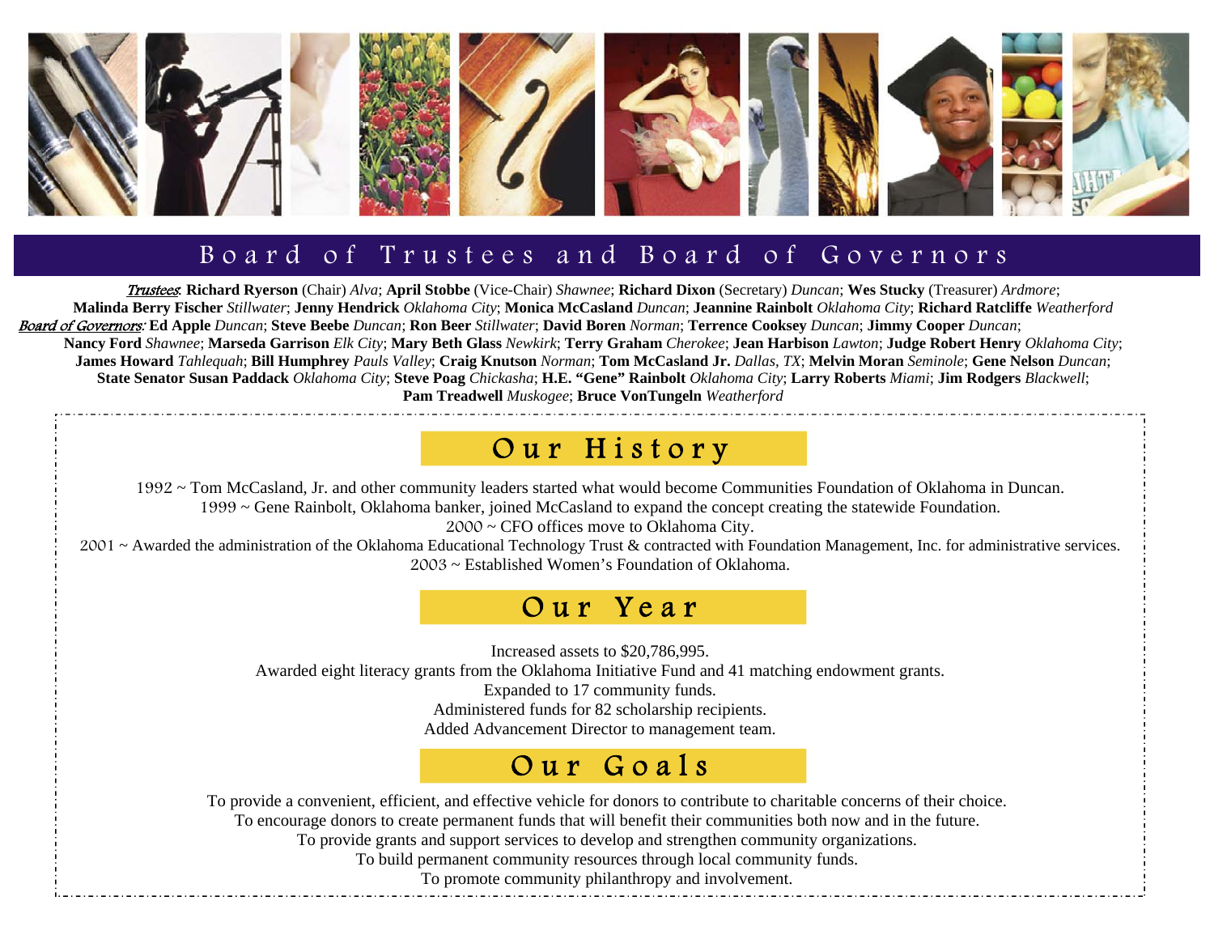## Board of Trustees and Board of Governors

***Trustees*:** **Richard Ryerson** (Chair) *Alva*; **April Stobbe** (Vice-Chair) *Shawnee*; **Richard Dixon** (Secretary) *Duncan*; **Wes Stucky** (Treasurer) *Ardmore*; **Malinda Berry Fischer** *Stillwater*; **Jenny Hendrick** *Oklahoma City*; **Monica McCasland** *Duncan*; **Jeannine Rainbolt** *Oklahoma City*; **Richard Ratcliffe** *Weatherford*

***Board of Governors*:** **Ed Apple** *Duncan*; **Steve Beebe** *Duncan*; **Ron Beer** *Stillwater*; **David Boren** *Norman*; **Terrence Cooksey** *Duncan*; **Jimmy Cooper** *Duncan*; **Nancy Ford** *Shawnee*; **Marseda Garrison** *Elk City*; **Mary Beth Glass** *Newkirk*; **Terry Graham** *Cherokee*; **Jean Harbison** *Lawton*; **Judge Robert Henry** *Oklahoma City*; **James Howard** *Tahlequah*; **Bill Humphrey** *Pauls Valley*; **Craig Knutson** *Norman*; **Tom McCasland Jr.** *Dallas, TX*; **Melvin Moran** *Seminole*; **Gene Nelson** *Duncan*; **State Senator Susan Paddack** *Oklahoma City*; **Steve Poag** *Chickasha*; **H.E. "Gene" Rainbolt** *Oklahoma City*; **Larry Roberts** *Miami*; **Jim Rodgers** *Blackwell*; **Pam Treadwell** *Muskogee*; **Bruce VonTungeln** *Weatherford*

## Our History

1992 ~ Tom McCasland, Jr. and other community leaders started what would become Communities Foundation of Oklahoma in Duncan.
1999 ~ Gene Rainbolt, Oklahoma banker, joined McCasland to expand the concept creating the statewide Foundation.
2000 ~ CFO offices move to Oklahoma City.
2001 ~ Awarded the administration of the Oklahoma Educational Technology Trust & contracted with Foundation Management, Inc. for administrative services.
2003 ~ Established Women's Foundation of Oklahoma.

## Our Year

Increased assets to $20,786,995.
Awarded eight literacy grants from the Oklahoma Initiative Fund and 41 matching endowment grants.
Expanded to 17 community funds.
Administered funds for 82 scholarship recipients.
Added Advancement Director to management team.

## Our Goals

To provide a convenient, efficient, and effective vehicle for donors to contribute to charitable concerns of their choice.
To encourage donors to create permanent funds that will benefit their communities both now and in the future.
To provide grants and support services to develop and strengthen community organizations.
To build permanent community resources through local community funds.
To promote community philanthropy and involvement.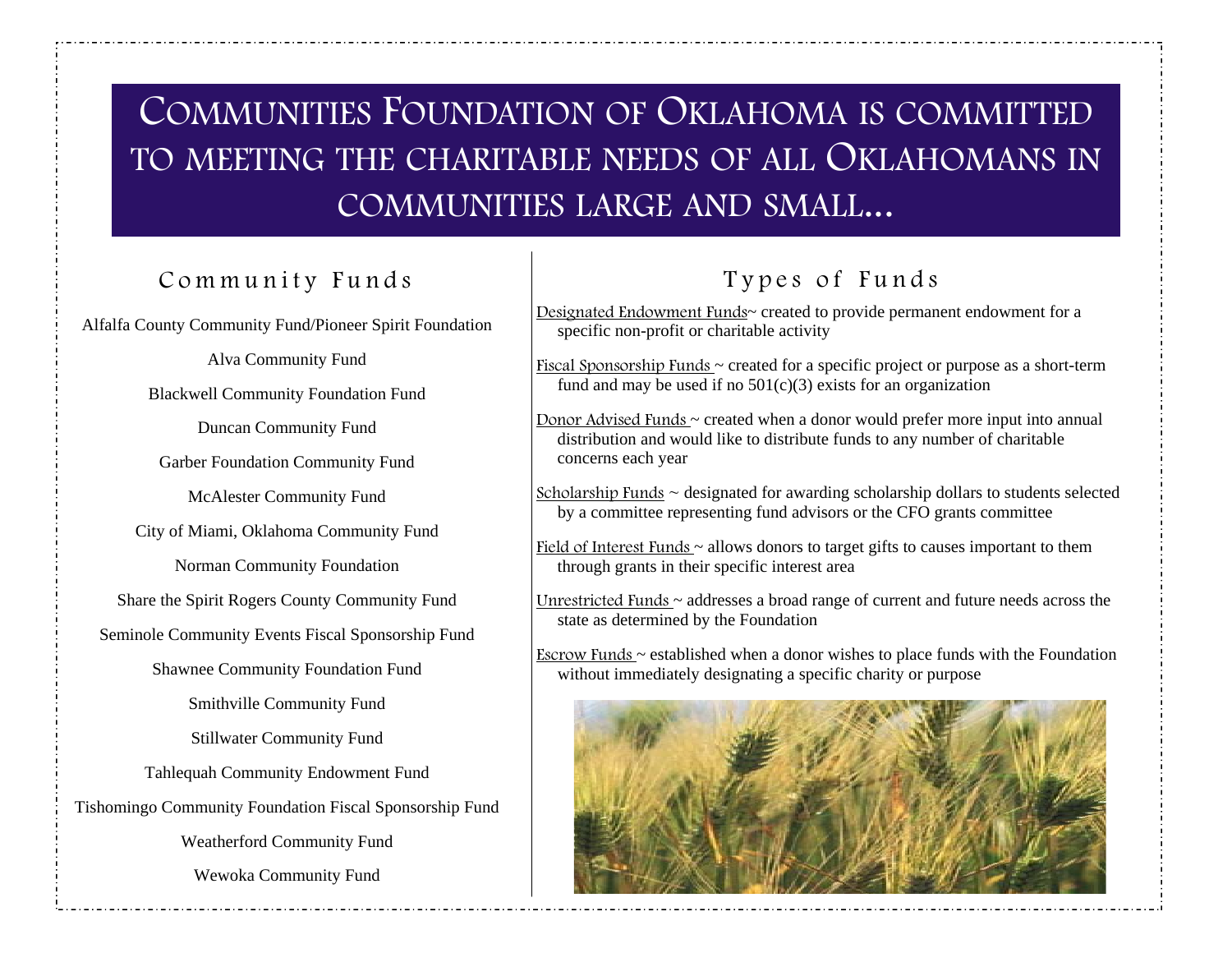# Communities Foundation of Oklahoma is committed to meeting the charitable needs of all Oklahomans in communities large and small...

## Community Funds

Alfalfa County Community Fund/Pioneer Spirit Foundation

Alva Community Fund

Blackwell Community Foundation Fund

Duncan Community Fund

Garber Foundation Community Fund

McAlester Community Fund

City of Miami, Oklahoma Community Fund

Norman Community Foundation

Share the Spirit Rogers County Community Fund

Seminole Community Events Fiscal Sponsorship Fund

Shawnee Community Foundation Fund

Smithville Community Fund

Stillwater Community Fund

Tahlequah Community Endowment Fund

Tishomingo Community Foundation Fiscal Sponsorship Fund

Weatherford Community Fund

Wewoka Community Fund

## Types of Funds

Designated Endowment Funds~ created to provide permanent endowment for a specific non-profit or charitable activity

Fiscal Sponsorship Funds ~ created for a specific project or purpose as a short-term fund and may be used if no 501(c)(3) exists for an organization

Donor Advised Funds ~ created when a donor would prefer more input into annual distribution and would like to distribute funds to any number of charitable concerns each year

Scholarship Funds ~ designated for awarding scholarship dollars to students selected by a committee representing fund advisors or the CFO grants committee

Field of Interest Funds ~ allows donors to target gifts to causes important to them through grants in their specific interest area

Unrestricted Funds ~ addresses a broad range of current and future needs across the state as determined by the Foundation

Escrow Funds ~ established when a donor wishes to place funds with the Foundation without immediately designating a specific charity or purpose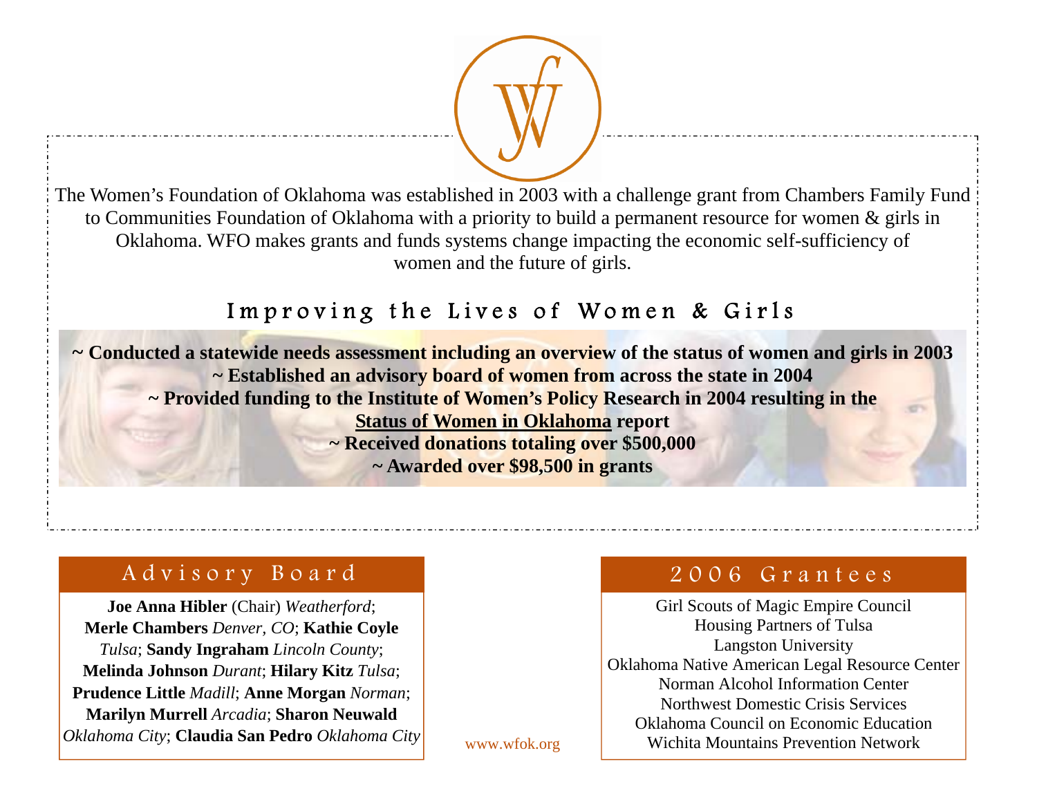The Women's Foundation of Oklahoma was established in 2003 with a challenge grant from Chambers Family Fund to Communities Foundation of Oklahoma with a priority to build a permanent resource for women & girls in Oklahoma. WFO makes grants and funds systems change impacting the economic self-sufficiency of women and the future of girls.

## Improving the Lives of Women & Girls

**~ Conducted a statewide needs assessment including an overview of the status of women and girls in 2003**
**~ Established an advisory board of women from across the state in 2004**
**~ Provided funding to the Institute of Women's Policy Research in 2004 resulting in the <u>Status of Women in Oklahoma</u> report**
**~ Received donations totaling over $500,000**
**~ Awarded over $98,500 in grants**

## Advisory Board

**Joe Anna Hibler** (Chair) *Weatherford*; **Merle Chambers** *Denver, CO*; **Kathie Coyle** *Tulsa*; **Sandy Ingraham** *Lincoln County*; **Melinda Johnson** *Durant*; **Hilary Kitz** *Tulsa*; **Prudence Little** *Madill*; **Anne Morgan** *Norman*; **Marilyn Murrell** *Arcadia*; **Sharon Neuwald** *Oklahoma City*; **Claudia San Pedro** *Oklahoma City*

www.wfok.org

## 2006 Grantees

Girl Scouts of Magic Empire Council
Housing Partners of Tulsa
Langston University
Oklahoma Native American Legal Resource Center
Norman Alcohol Information Center
Northwest Domestic Crisis Services
Oklahoma Council on Economic Education
Wichita Mountains Prevention Network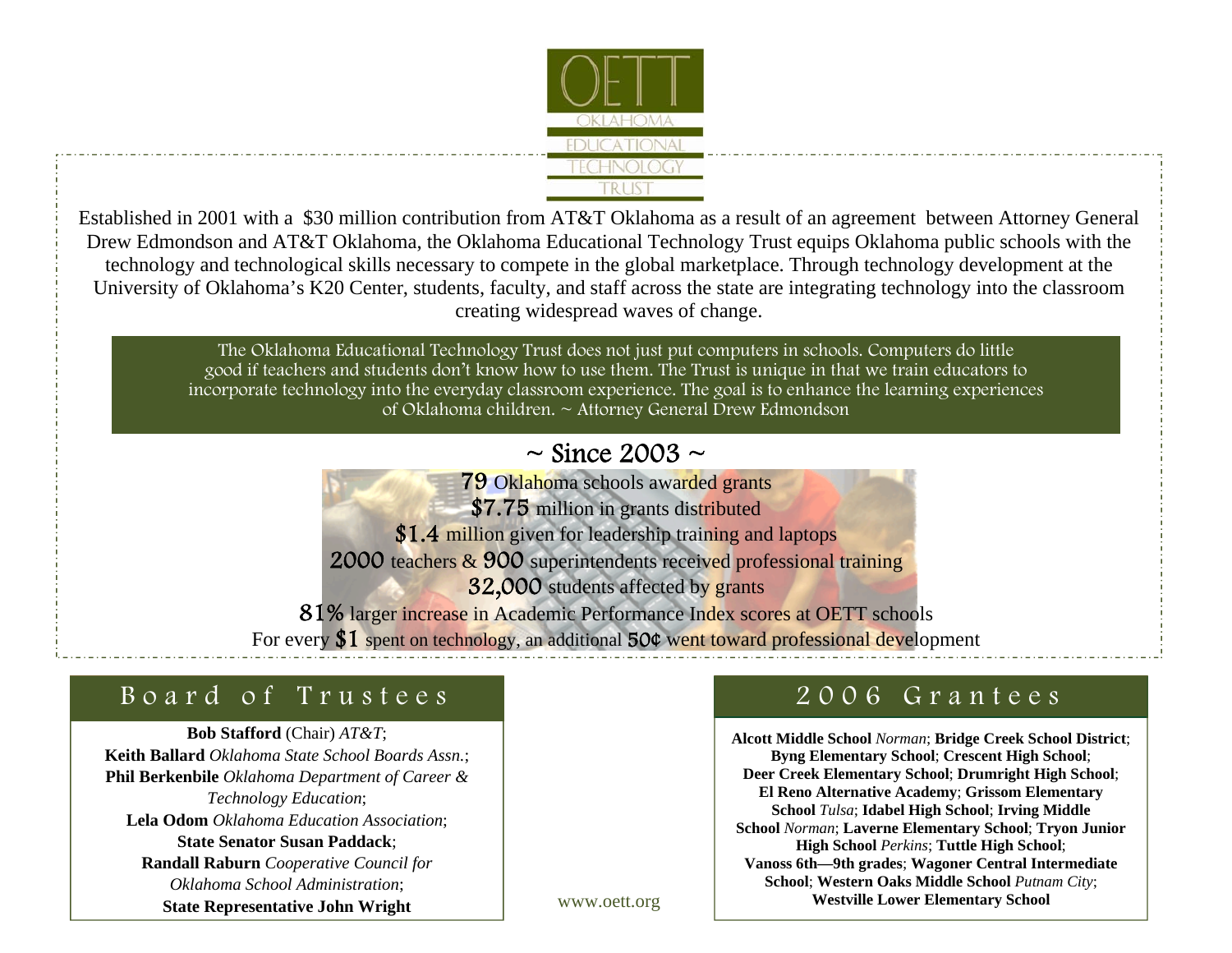# OETT
OKLAHOMA EDUCATIONAL TECHNOLOGY TRUST

Established in 2001 with a $30 million contribution from AT&T Oklahoma as a result of an agreement between Attorney General Drew Edmondson and AT&T Oklahoma, the Oklahoma Educational Technology Trust equips Oklahoma public schools with the technology and technological skills necessary to compete in the global marketplace. Through technology development at the University of Oklahoma's K20 Center, students, faculty, and staff across the state are integrating technology into the classroom creating widespread waves of change.

> The Oklahoma Educational Technology Trust does not just put computers in schools. Computers do little good if teachers and students don't know how to use them. The Trust is unique in that we train educators to incorporate technology into the everyday classroom experience. The goal is to enhance the learning experiences of Oklahoma children. ~ Attorney General Drew Edmondson

## ~ Since 2003 ~

**79** Oklahoma schools awarded grants

**$7.75** million in grants distributed

**$1.4** million given for leadership training and laptops

**2000** teachers & **900** superintendents received professional training

**32,000** students affected by grants

**81%** larger increase in Academic Performance Index scores at OETT schools

For every **$1** spent on technology, an additional **50¢** went toward professional development

## Board of Trustees

**Bob Stafford** (Chair) *AT&T*;
**Keith Ballard** *Oklahoma State School Boards Assn.*;
**Phil Berkenbile** *Oklahoma Department of Career & Technology Education*;
**Lela Odom** *Oklahoma Education Association*;
**State Senator Susan Paddack**;
**Randall Raburn** *Cooperative Council for Oklahoma School Administration*;
**State Representative John Wright**

## 2006 Grantees

**Alcott Middle School** *Norman*; **Bridge Creek School District**; **Byng Elementary School**; **Crescent High School**; **Deer Creek Elementary School**; **Drumright High School**; **El Reno Alternative Academy**; **Grissom Elementary School** *Tulsa*; **Idabel High School**; **Irving Middle School** *Norman*; **Laverne Elementary School**; **Tryon Junior High School** *Perkins*; **Tuttle High School**; **Vanoss 6th—9th grades**; **Wagoner Central Intermediate School**; **Western Oaks Middle School** *Putnam City*; **Westville Lower Elementary School**

www.oett.org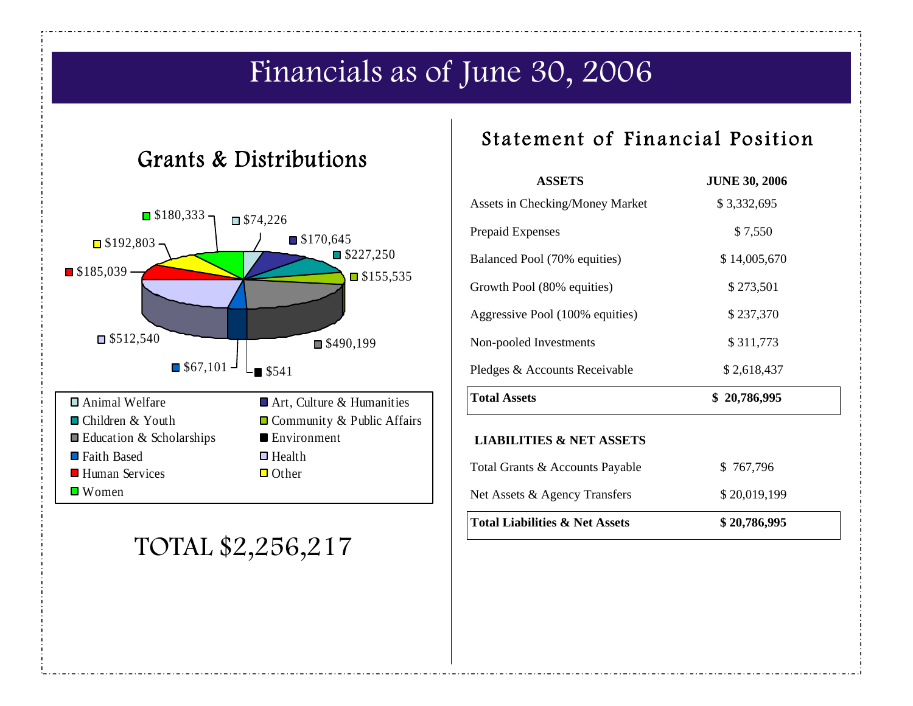# Financials as of June 30, 2006

## Grants & Distributions

| Category | Amount |
|---|---|
| Animal Welfare | $74,226 |
| Art, Culture & Humanities | $170,645 |
| Children & Youth | $227,250 |
| Community & Public Affairs | $155,535 |
| Education & Scholarships | $490,199 |
| Environment | $541 |
| Faith Based | $67,101 |
| Health | $512,540 |
| Human Services | $185,039 |
| Other | $192,803 |
| Women | $180,333 |

TOTAL $2,256,217

## Statement of Financial Position

| ASSETS | JUNE 30, 2006 |
|---|---|
| Assets in Checking/Money Market | $ 3,332,695 |
| Prepaid Expenses | $ 7,550 |
| Balanced Pool (70% equities) | $ 14,005,670 |
| Growth Pool (80% equities) | $ 273,501 |
| Aggressive Pool (100% equities) | $ 237,370 |
| Non-pooled Investments | $ 311,773 |
| Pledges & Accounts Receivable | $ 2,618,437 |
| **Total Assets** | **$ 20,786,995** |
| **LIABILITIES & NET ASSETS** | |
| Total Grants & Accounts Payable | $ 767,796 |
| Net Assets & Agency Transfers | $ 20,019,199 |
| **Total Liabilities & Net Assets** | **$ 20,786,995** |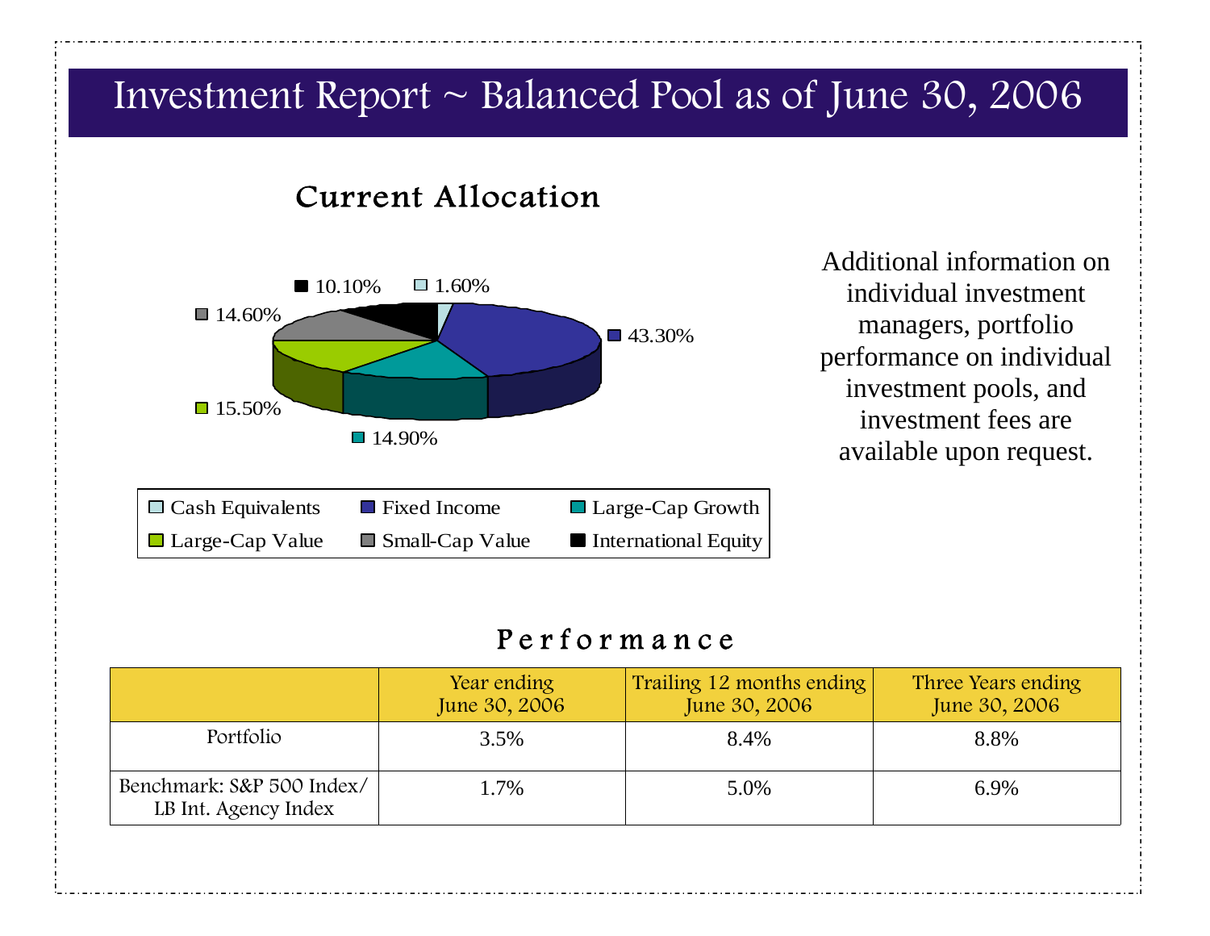# Investment Report ~ Balanced Pool as of June 30, 2006

## Current Allocation

| Asset Class | Allocation |
|---|---|
| Cash Equivalents | 1.60% |
| Fixed Income | 43.30% |
| Large-Cap Growth | 14.90% |
| Large-Cap Value | 15.50% |
| Small-Cap Value | 14.60% |
| International Equity | 10.10% |

Additional information on individual investment managers, portfolio performance on individual investment pools, and investment fees are available upon request.

## Performance

| | Year ending June 30, 2006 | Trailing 12 months ending June 30, 2006 | Three Years ending June 30, 2006 |
|---|---|---|---|
| Portfolio | 3.5% | 8.4% | 8.8% |
| Benchmark: S&P 500 Index/ LB Int. Agency Index | 1.7% | 5.0% | 6.9% |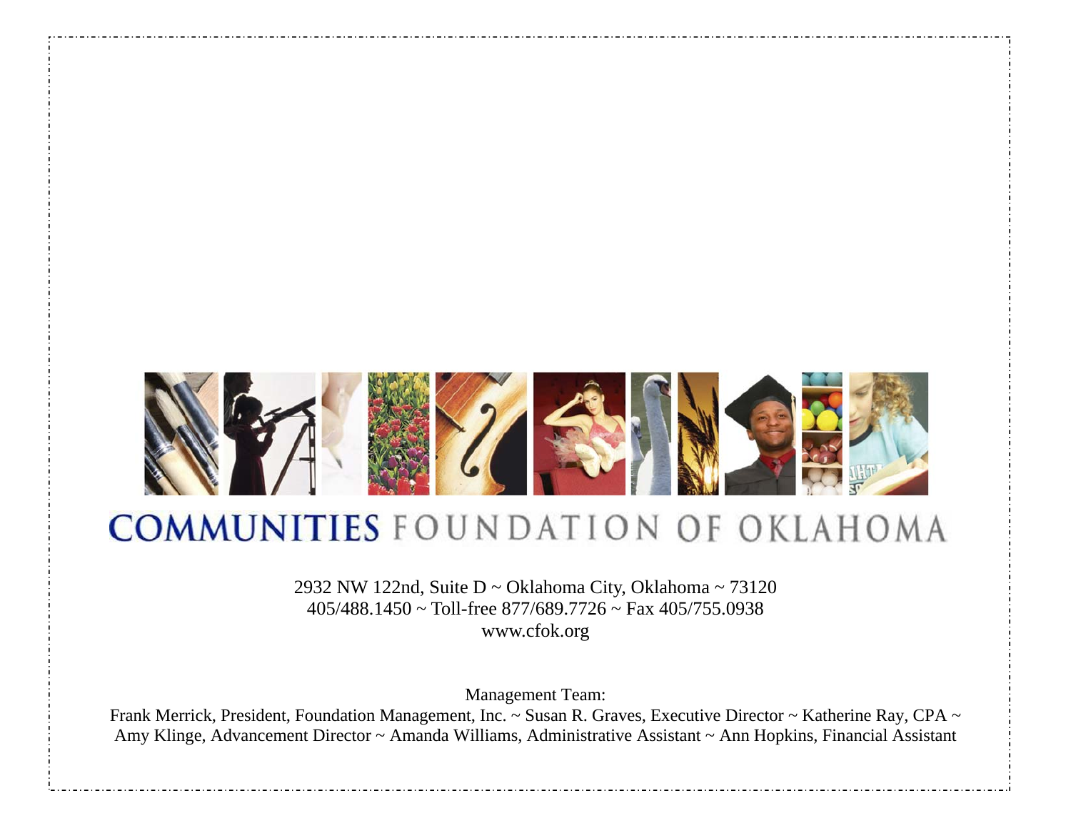# COMMUNITIES FOUNDATION OF OKLAHOMA

2932 NW 122nd, Suite D ~ Oklahoma City, Oklahoma ~ 73120
405/488.1450 ~ Toll-free 877/689.7726 ~ Fax 405/755.0938
www.cfok.org

Management Team:
Frank Merrick, President, Foundation Management, Inc. ~ Susan R. Graves, Executive Director ~ Katherine Ray, CPA ~
Amy Klinge, Advancement Director ~ Amanda Williams, Administrative Assistant ~ Ann Hopkins, Financial Assistant